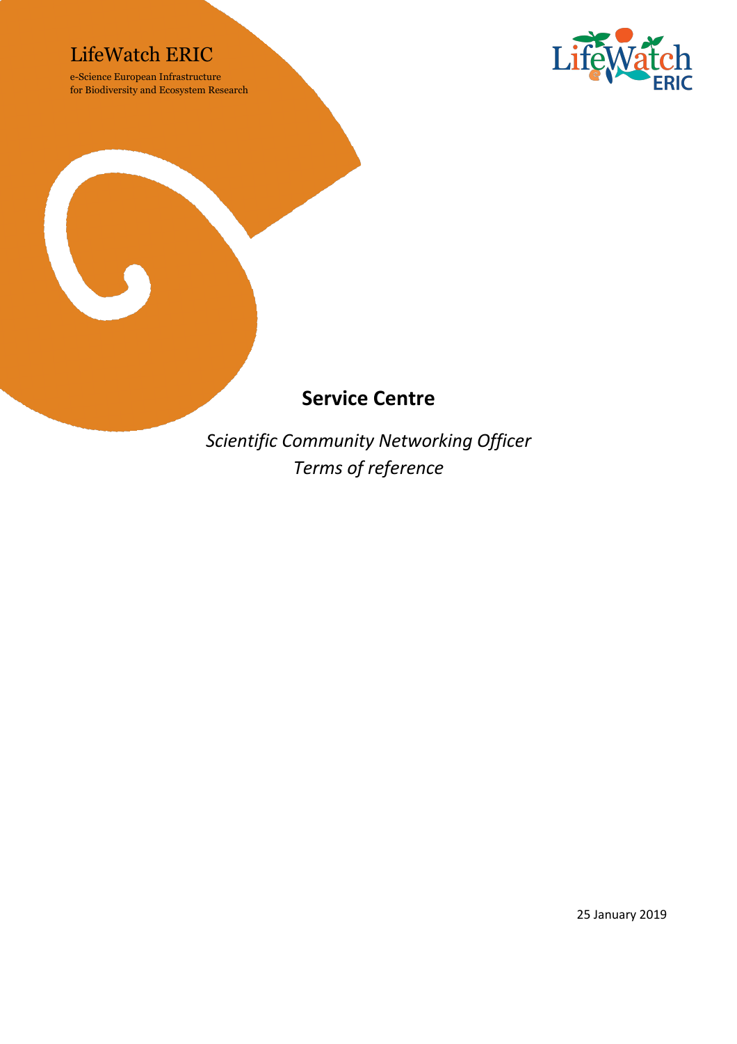LifeWatch ERIC

e-Science European Infrastructure
for Biodiversity and Ecosystem Research

# Service Centre

*Scientific Community Networking Officer*
*Terms of reference*

25 January 2019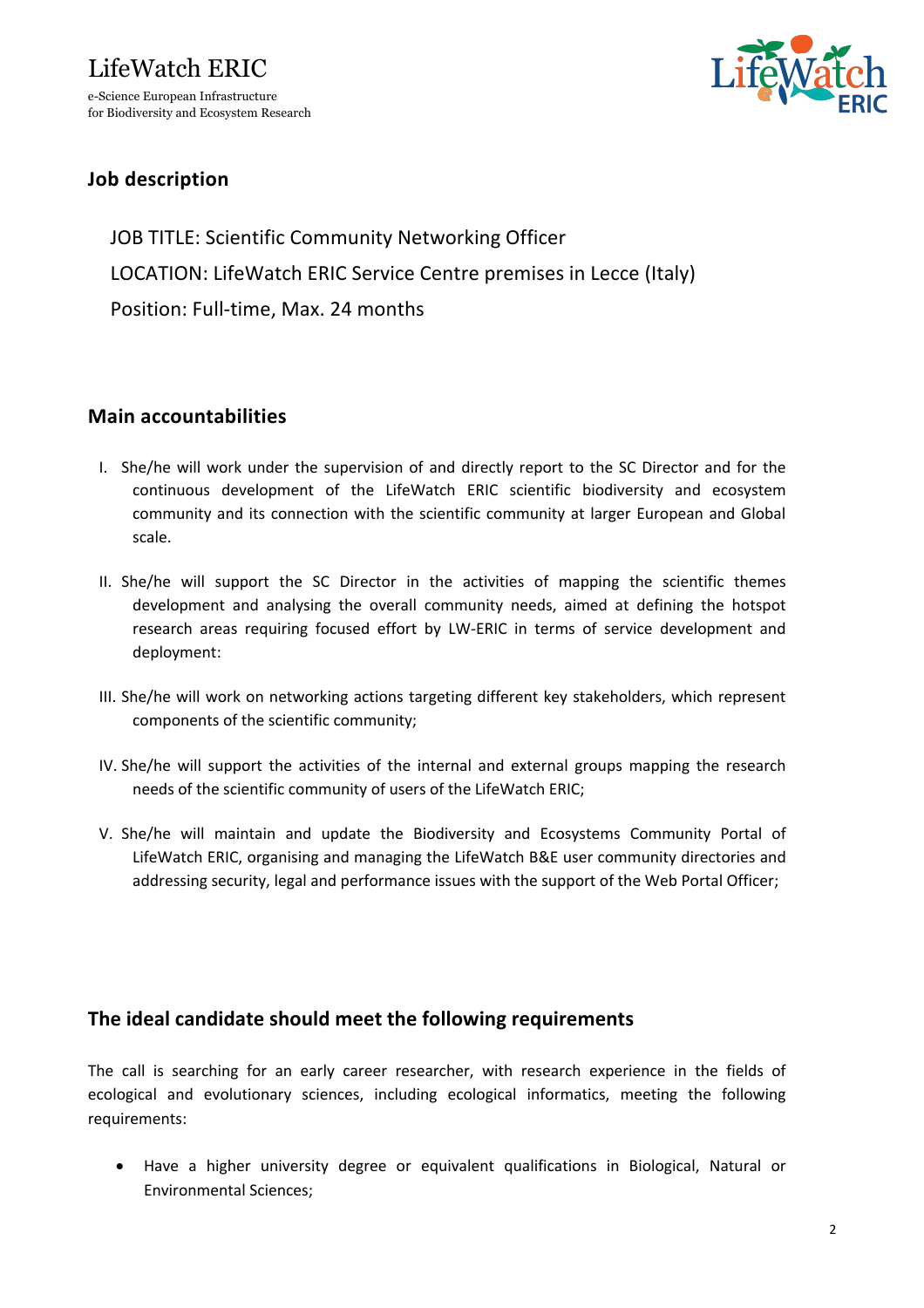LifeWatch ERIC

e-Science European Infrastructure
for Biodiversity and Ecosystem Research

## Job description

JOB TITLE: Scientific Community Networking Officer

LOCATION: LifeWatch ERIC Service Centre premises in Lecce (Italy)

Position: Full-time, Max. 24 months

## Main accountabilities

I. She/he will work under the supervision of and directly report to the SC Director and for the continuous development of the LifeWatch ERIC scientific biodiversity and ecosystem community and its connection with the scientific community at larger European and Global scale.

II. She/he will support the SC Director in the activities of mapping the scientific themes development and analysing the overall community needs, aimed at defining the hotspot research areas requiring focused effort by LW-ERIC in terms of service development and deployment:

III. She/he will work on networking actions targeting different key stakeholders, which represent components of the scientific community;

IV. She/he will support the activities of the internal and external groups mapping the research needs of the scientific community of users of the LifeWatch ERIC;

V. She/he will maintain and update the Biodiversity and Ecosystems Community Portal of LifeWatch ERIC, organising and managing the LifeWatch B&E user community directories and addressing security, legal and performance issues with the support of the Web Portal Officer;

## The ideal candidate should meet the following requirements

The call is searching for an early career researcher, with research experience in the fields of ecological and evolutionary sciences, including ecological informatics, meeting the following requirements:

- Have a higher university degree or equivalent qualifications in Biological, Natural or Environmental Sciences;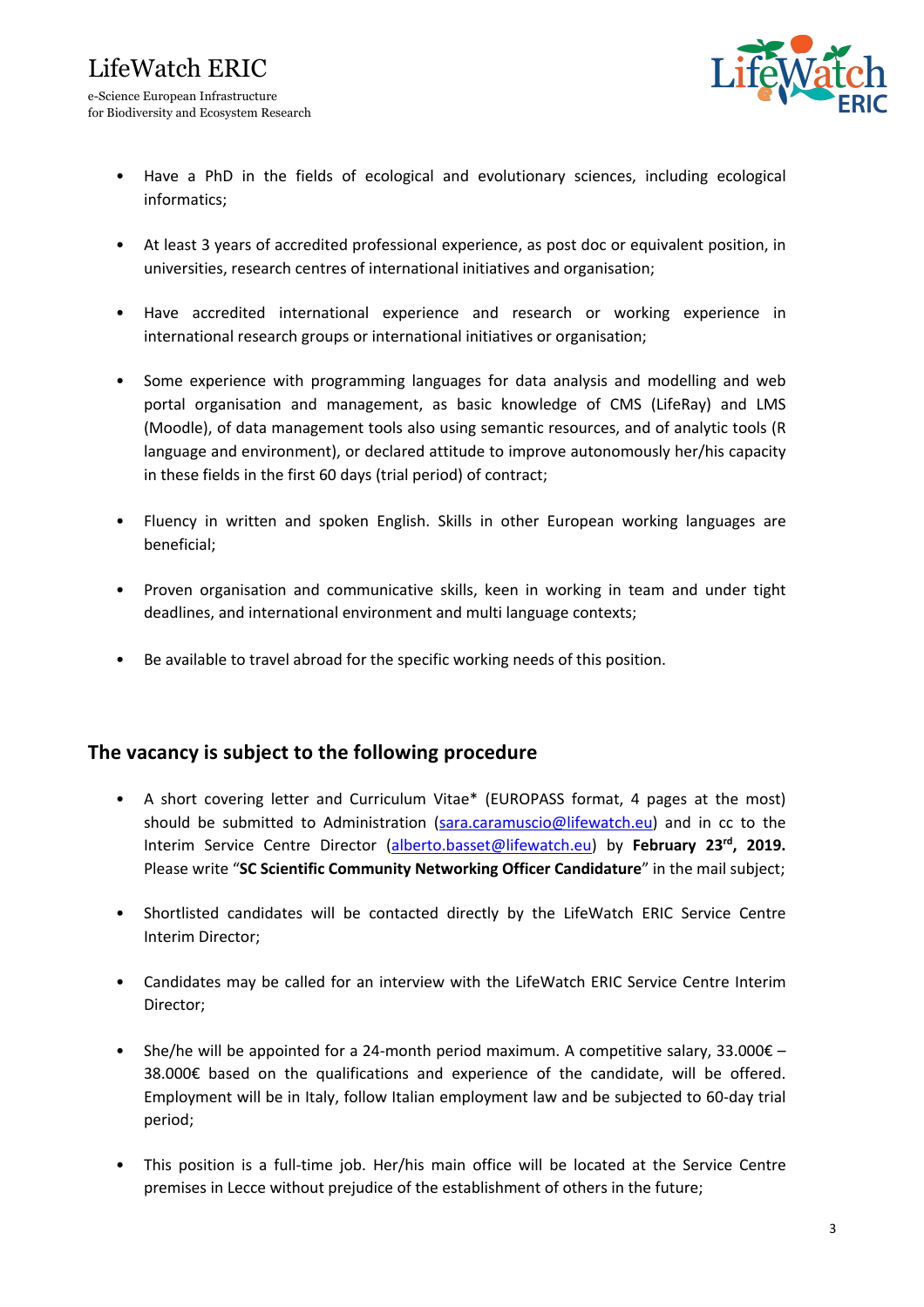- Have a PhD in the fields of ecological and evolutionary sciences, including ecological informatics;
- At least 3 years of accredited professional experience, as post doc or equivalent position, in universities, research centres of international initiatives and organisation;
- Have accredited international experience and research or working experience in international research groups or international initiatives or organisation;
- Some experience with programming languages for data analysis and modelling and web portal organisation and management, as basic knowledge of CMS (LifeRay) and LMS (Moodle), of data management tools also using semantic resources, and of analytic tools (R language and environment), or declared attitude to improve autonomously her/his capacity in these fields in the first 60 days (trial period) of contract;
- Fluency in written and spoken English. Skills in other European working languages are beneficial;
- Proven organisation and communicative skills, keen in working in team and under tight deadlines, and international environment and multi language contexts;
- Be available to travel abroad for the specific working needs of this position.

## The vacancy is subject to the following procedure

- A short covering letter and Curriculum Vitae* (EUROPASS format, 4 pages at the most) should be submitted to Administration (sara.caramuscio@lifewatch.eu) and in cc to the Interim Service Centre Director (alberto.basset@lifewatch.eu) by **February 23rd, 2019.** Please write "**SC Scientific Community Networking Officer Candidature**" in the mail subject;
- Shortlisted candidates will be contacted directly by the LifeWatch ERIC Service Centre Interim Director;
- Candidates may be called for an interview with the LifeWatch ERIC Service Centre Interim Director;
- She/he will be appointed for a 24-month period maximum. A competitive salary, 33.000€ – 38.000€ based on the qualifications and experience of the candidate, will be offered. Employment will be in Italy, follow Italian employment law and be subjected to 60-day trial period;
- This position is a full-time job. Her/his main office will be located at the Service Centre premises in Lecce without prejudice of the establishment of others in the future;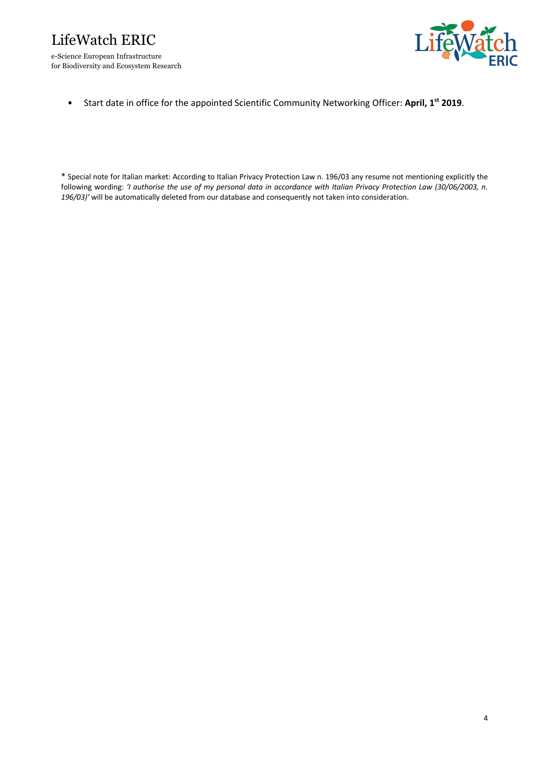- Start date in office for the appointed Scientific Community Networking Officer: **April, 1st 2019**.

\* Special note for Italian market: According to Italian Privacy Protection Law n. 196/03 any resume not mentioning explicitly the following wording: *'I authorise the use of my personal data in accordance with Italian Privacy Protection Law (30/06/2003, n. 196/03)'* will be automatically deleted from our database and consequently not taken into consideration.